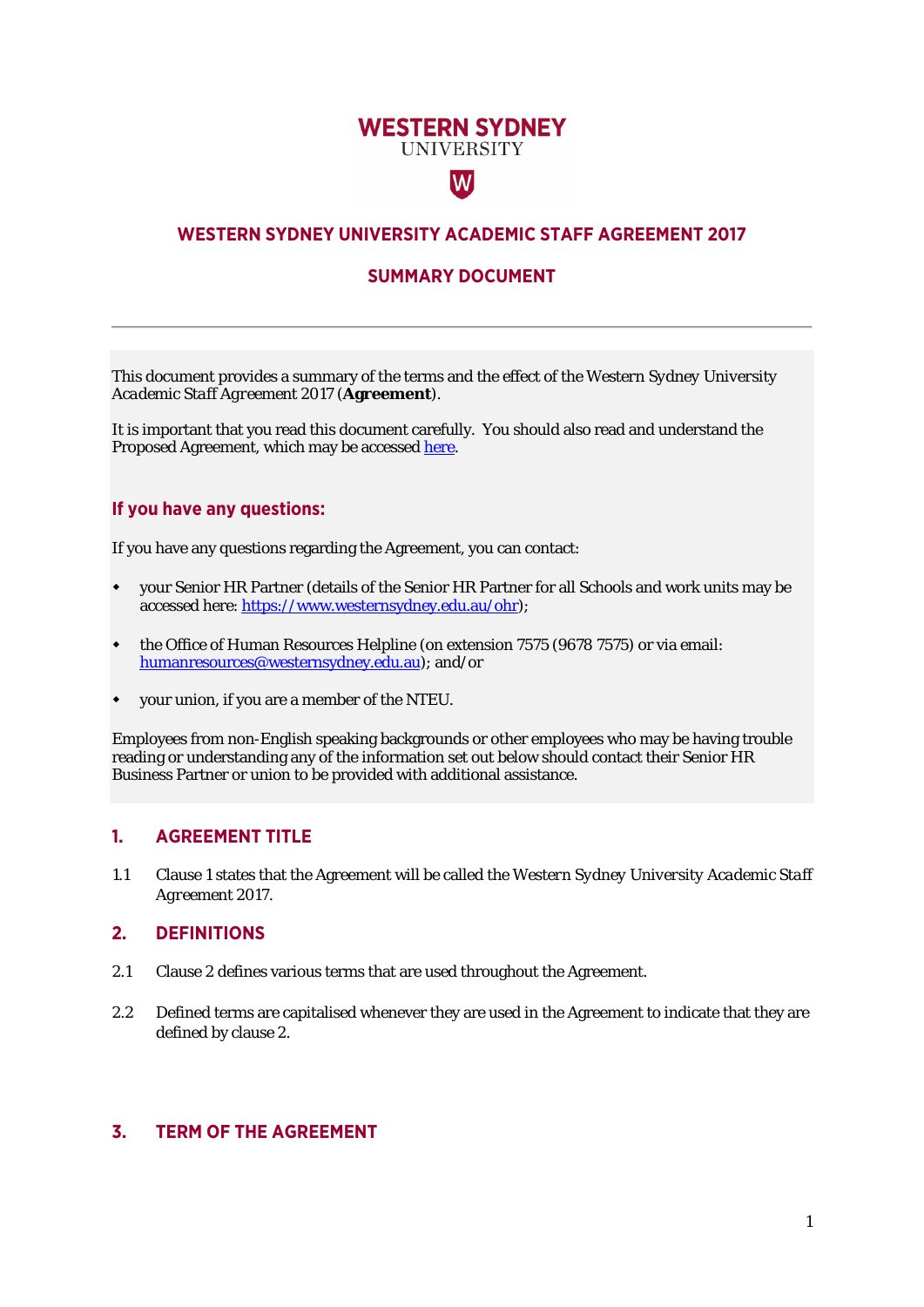WESTERN SYDNEY
UNIVERSITY

# WESTERN SYDNEY UNIVERSITY ACADEMIC STAFF AGREEMENT 2017

## SUMMARY DOCUMENT

---

This document provides a summary of the terms and the effect of the Western Sydney University Academic Staff Agreement 2017 (**Agreement**).

It is important that you read this document carefully. You should also read and understand the Proposed Agreement, which may be accessed [here](here).

### If you have any questions:

If you have any questions regarding the Agreement, you can contact:

- your Senior HR Partner (details of the Senior HR Partner for all Schools and work units may be accessed here: https://www.westernsydney.edu.au/ohr);
- the Office of Human Resources Helpline (on extension 7575 (9678 7575) or via email: humanresources@westernsydney.edu.au); and/or
- your union, if you are a member of the NTEU.

Employees from non-English speaking backgrounds or other employees who may be having trouble reading or understanding any of the information set out below should contact their Senior HR Business Partner or union to be provided with additional assistance.

## 1. AGREEMENT TITLE

1.1 Clause 1 states that the Agreement will be called the Western Sydney University Academic Staff Agreement 2017.

## 2. DEFINITIONS

2.1 Clause 2 defines various terms that are used throughout the Agreement.

2.2 Defined terms are capitalised whenever they are used in the Agreement to indicate that they are defined by clause 2.

## 3. TERM OF THE AGREEMENT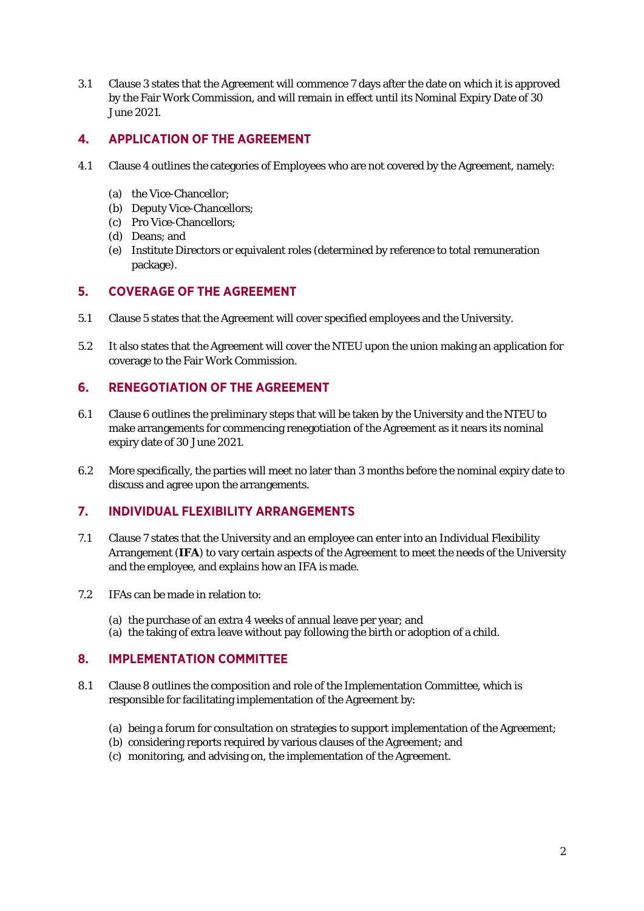3.1 Clause 3 states that the Agreement will commence 7 days after the date on which it is approved by the Fair Work Commission, and will remain in effect until its Nominal Expiry Date of 30 June 2021.

## 4. APPLICATION OF THE AGREEMENT

4.1 Clause 4 outlines the categories of Employees who are not covered by the Agreement, namely:

(a) the Vice-Chancellor;
(b) Deputy Vice-Chancellors;
(c) Pro Vice-Chancellors;
(d) Deans; and
(e) Institute Directors or equivalent roles (determined by reference to total remuneration package).

## 5. COVERAGE OF THE AGREEMENT

5.1 Clause 5 states that the Agreement will cover specified employees and the University.

5.2 It also states that the Agreement will cover the NTEU upon the union making an application for coverage to the Fair Work Commission.

## 6. RENEGOTIATION OF THE AGREEMENT

6.1 Clause 6 outlines the preliminary steps that will be taken by the University and the NTEU to make arrangements for commencing renegotiation of the Agreement as it nears its nominal expiry date of 30 June 2021.

6.2 More specifically, the parties will meet no later than 3 months before the nominal expiry date to discuss and agree upon the arrangements.

## 7. INDIVIDUAL FLEXIBILITY ARRANGEMENTS

7.1 Clause 7 states that the University and an employee can enter into an Individual Flexibility Arrangement (**IFA**) to vary certain aspects of the Agreement to meet the needs of the University and the employee, and explains how an IFA is made.

7.2 IFAs can be made in relation to:

(a) the purchase of an extra 4 weeks of annual leave per year; and
(a) the taking of extra leave without pay following the birth or adoption of a child.

## 8. IMPLEMENTATION COMMITTEE

8.1 Clause 8 outlines the composition and role of the Implementation Committee, which is responsible for facilitating implementation of the Agreement by:

(a) being a forum for consultation on strategies to support implementation of the Agreement;
(b) considering reports required by various clauses of the Agreement; and
(c) monitoring, and advising on, the implementation of the Agreement.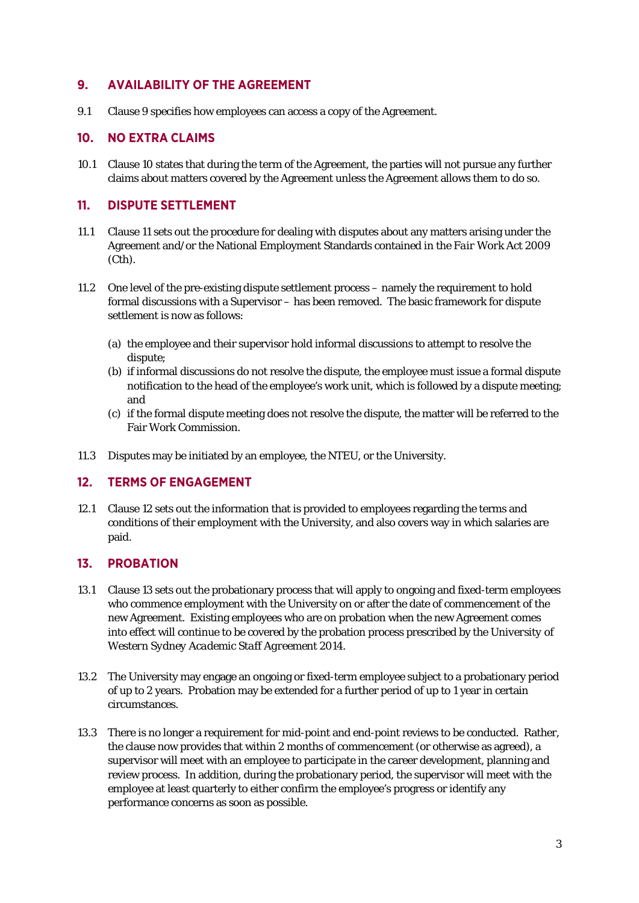## 9. AVAILABILITY OF THE AGREEMENT

9.1 Clause 9 specifies how employees can access a copy of the Agreement.

## 10. NO EXTRA CLAIMS

10.1 Clause 10 states that during the term of the Agreement, the parties will not pursue any further claims about matters covered by the Agreement unless the Agreement allows them to do so.

## 11. DISPUTE SETTLEMENT

11.1 Clause 11 sets out the procedure for dealing with disputes about any matters arising under the Agreement and/or the National Employment Standards contained in the *Fair Work Act 2009* (Cth).

11.2 One level of the pre-existing dispute settlement process – namely the requirement to hold formal discussions with a Supervisor – has been removed. The basic framework for dispute settlement is now as follows:

(a) the employee and their supervisor hold informal discussions to attempt to resolve the dispute;
(b) if informal discussions do not resolve the dispute, the employee must issue a formal dispute notification to the head of the employee's work unit, which is followed by a dispute meeting; and
(c) if the formal dispute meeting does not resolve the dispute, the matter will be referred to the Fair Work Commission.

11.3 Disputes may be initiated by an employee, the NTEU, or the University.

## 12. TERMS OF ENGAGEMENT

12.1 Clause 12 sets out the information that is provided to employees regarding the terms and conditions of their employment with the University, and also covers way in which salaries are paid.

## 13. PROBATION

13.1 Clause 13 sets out the probationary process that will apply to ongoing and fixed-term employees who commence employment with the University on or after the date of commencement of the new Agreement. Existing employees who are on probation when the new Agreement comes into effect will continue to be covered by the probation process prescribed by the *University of Western Sydney Academic Staff Agreement 2014*.

13.2 The University may engage an ongoing or fixed-term employee subject to a probationary period of up to 2 years. Probation may be extended for a further period of up to 1 year in certain circumstances.

13.3 There is no longer a requirement for mid-point and end-point reviews to be conducted. Rather, the clause now provides that within 2 months of commencement (or otherwise as agreed), a supervisor will meet with an employee to participate in the career development, planning and review process. In addition, during the probationary period, the supervisor will meet with the employee at least quarterly to either confirm the employee's progress or identify any performance concerns as soon as possible.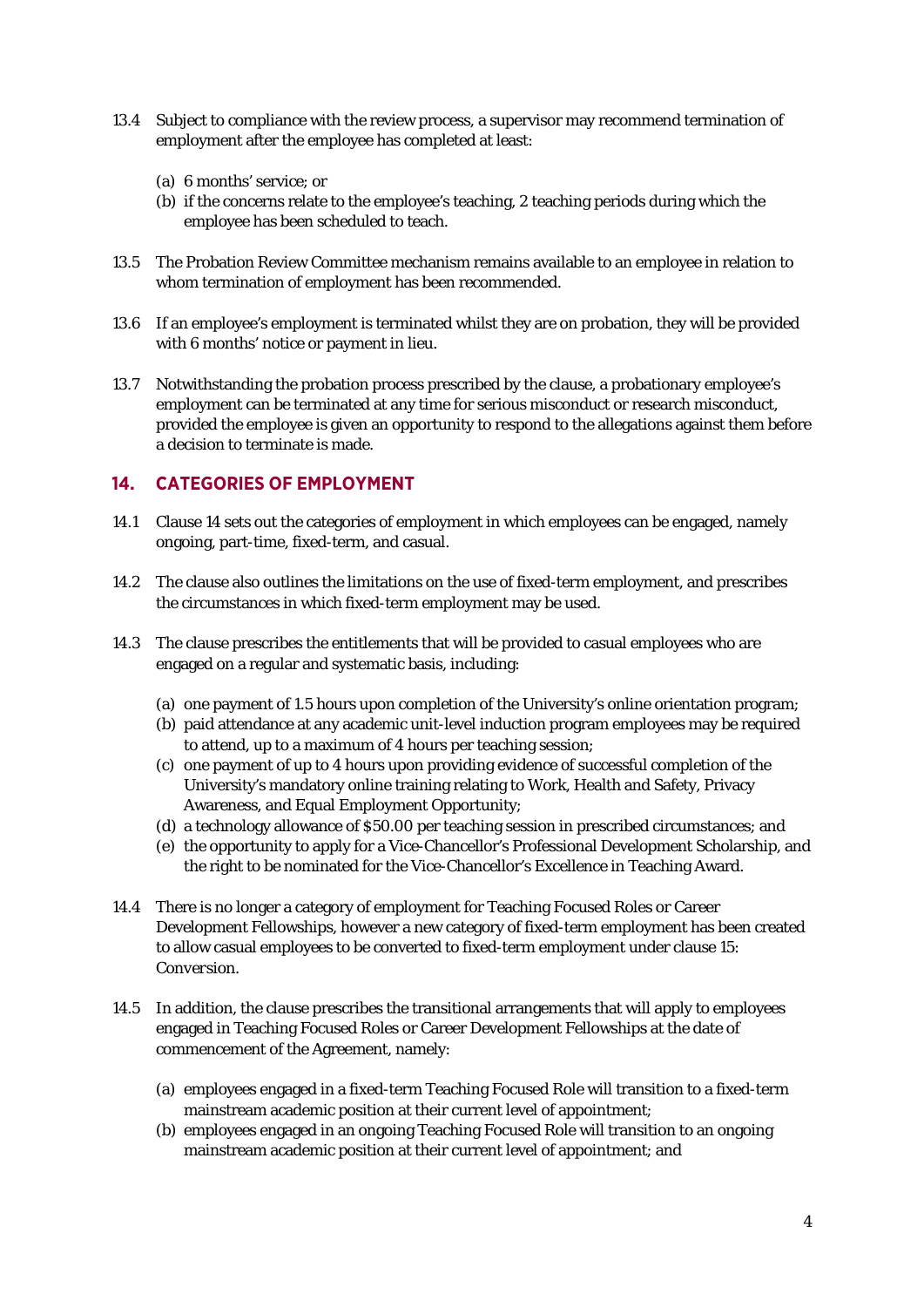13.4 Subject to compliance with the review process, a supervisor may recommend termination of employment after the employee has completed at least:

(a) 6 months' service; or
(b) if the concerns relate to the employee's teaching, 2 teaching periods during which the employee has been scheduled to teach.

13.5 The Probation Review Committee mechanism remains available to an employee in relation to whom termination of employment has been recommended.

13.6 If an employee's employment is terminated whilst they are on probation, they will be provided with 6 months' notice or payment in lieu.

13.7 Notwithstanding the probation process prescribed by the clause, a probationary employee's employment can be terminated at any time for serious misconduct or research misconduct, provided the employee is given an opportunity to respond to the allegations against them before a decision to terminate is made.

## 14. CATEGORIES OF EMPLOYMENT

14.1 Clause 14 sets out the categories of employment in which employees can be engaged, namely ongoing, part-time, fixed-term, and casual.

14.2 The clause also outlines the limitations on the use of fixed-term employment, and prescribes the circumstances in which fixed-term employment may be used.

14.3 The clause prescribes the entitlements that will be provided to casual employees who are engaged on a regular and systematic basis, including:

(a) one payment of 1.5 hours upon completion of the University's online orientation program;
(b) paid attendance at any academic unit-level induction program employees may be required to attend, up to a maximum of 4 hours per teaching session;
(c) one payment of up to 4 hours upon providing evidence of successful completion of the University's mandatory online training relating to Work, Health and Safety, Privacy Awareness, and Equal Employment Opportunity;
(d) a technology allowance of $50.00 per teaching session in prescribed circumstances; and
(e) the opportunity to apply for a Vice-Chancellor's Professional Development Scholarship, and the right to be nominated for the Vice-Chancellor's Excellence in Teaching Award.

14.4 There is no longer a category of employment for Teaching Focused Roles or Career Development Fellowships, however a new category of fixed-term employment has been created to allow casual employees to be converted to fixed-term employment under clause 15: *Conversion*.

14.5 In addition, the clause prescribes the transitional arrangements that will apply to employees engaged in Teaching Focused Roles or Career Development Fellowships at the date of commencement of the Agreement, namely:

(a) employees engaged in a fixed-term Teaching Focused Role will transition to a fixed-term mainstream academic position at their current level of appointment;
(b) employees engaged in an ongoing Teaching Focused Role will transition to an ongoing mainstream academic position at their current level of appointment; and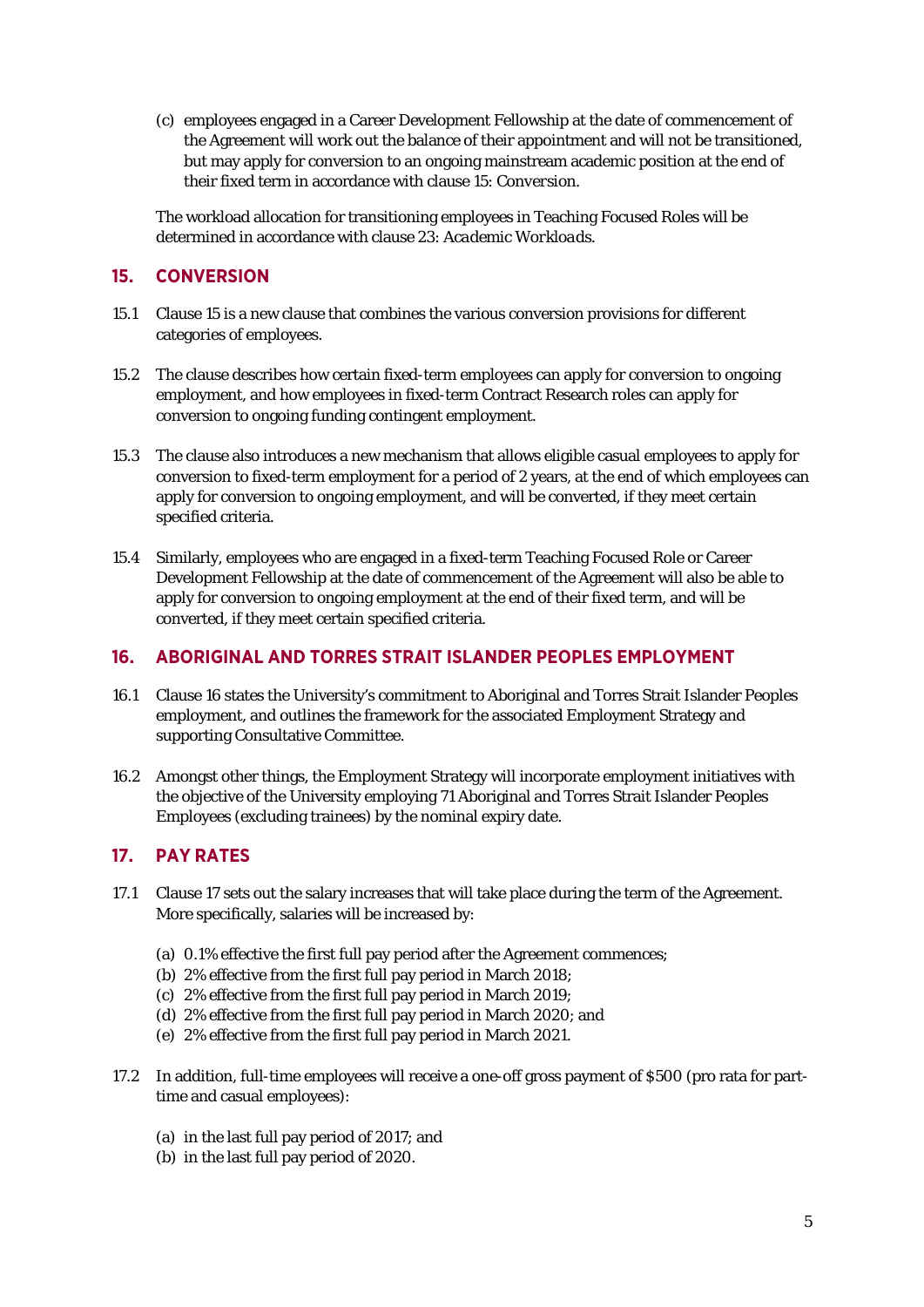(c) employees engaged in a Career Development Fellowship at the date of commencement of the Agreement will work out the balance of their appointment and will not be transitioned, but may apply for conversion to an ongoing mainstream academic position at the end of their fixed term in accordance with clause 15: *Conversion*.

The workload allocation for transitioning employees in Teaching Focused Roles will be determined in accordance with clause 23: *Academic Workloads*.

## 15. CONVERSION

15.1 Clause 15 is a new clause that combines the various conversion provisions for different categories of employees.

15.2 The clause describes how certain fixed-term employees can apply for conversion to ongoing employment, and how employees in fixed-term Contract Research roles can apply for conversion to ongoing funding contingent employment.

15.3 The clause also introduces a new mechanism that allows eligible casual employees to apply for conversion to fixed-term employment for a period of 2 years, at the end of which employees can apply for conversion to ongoing employment, and will be converted, if they meet certain specified criteria.

15.4 Similarly, employees who are engaged in a fixed-term Teaching Focused Role or Career Development Fellowship at the date of commencement of the Agreement will also be able to apply for conversion to ongoing employment at the end of their fixed term, and will be converted, if they meet certain specified criteria.

## 16. ABORIGINAL AND TORRES STRAIT ISLANDER PEOPLES EMPLOYMENT

16.1 Clause 16 states the University's commitment to Aboriginal and Torres Strait Islander Peoples employment, and outlines the framework for the associated Employment Strategy and supporting Consultative Committee.

16.2 Amongst other things, the Employment Strategy will incorporate employment initiatives with the objective of the University employing 71 Aboriginal and Torres Strait Islander Peoples Employees (excluding trainees) by the nominal expiry date.

## 17. PAY RATES

17.1 Clause 17 sets out the salary increases that will take place during the term of the Agreement. More specifically, salaries will be increased by:

(a) 0.1% effective the first full pay period after the Agreement commences;
(b) 2% effective from the first full pay period in March 2018;
(c) 2% effective from the first full pay period in March 2019;
(d) 2% effective from the first full pay period in March 2020; and
(e) 2% effective from the first full pay period in March 2021.

17.2 In addition, full-time employees will receive a one-off gross payment of $500 (pro rata for part-time and casual employees):

(a) in the last full pay period of 2017; and
(b) in the last full pay period of 2020.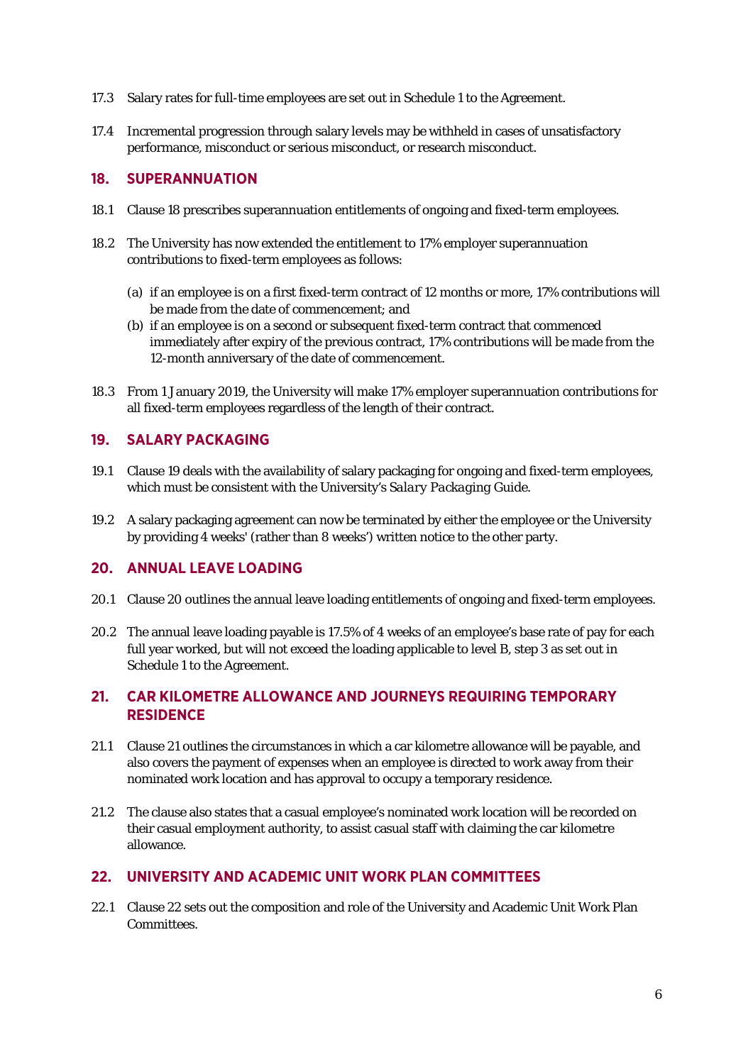17.3 Salary rates for full-time employees are set out in Schedule 1 to the Agreement.

17.4 Incremental progression through salary levels may be withheld in cases of unsatisfactory performance, misconduct or serious misconduct, or research misconduct.

## 18. SUPERANNUATION

18.1 Clause 18 prescribes superannuation entitlements of ongoing and fixed-term employees.

18.2 The University has now extended the entitlement to 17% employer superannuation contributions to fixed-term employees as follows:

(a) if an employee is on a first fixed-term contract of 12 months or more, 17% contributions will be made from the date of commencement; and

(b) if an employee is on a second or subsequent fixed-term contract that commenced immediately after expiry of the previous contract, 17% contributions will be made from the 12-month anniversary of the date of commencement.

18.3 From 1 January 2019, the University will make 17% employer superannuation contributions for all fixed-term employees regardless of the length of their contract.

## 19. SALARY PACKAGING

19.1 Clause 19 deals with the availability of salary packaging for ongoing and fixed-term employees, which must be consistent with the University's *Salary Packaging Guide*.

19.2 A salary packaging agreement can now be terminated by either the employee or the University by providing 4 weeks' (rather than 8 weeks') written notice to the other party.

## 20. ANNUAL LEAVE LOADING

20.1 Clause 20 outlines the annual leave loading entitlements of ongoing and fixed-term employees.

20.2 The annual leave loading payable is 17.5% of 4 weeks of an employee's base rate of pay for each full year worked, but will not exceed the loading applicable to level B, step 3 as set out in Schedule 1 to the Agreement.

## 21. CAR KILOMETRE ALLOWANCE AND JOURNEYS REQUIRING TEMPORARY RESIDENCE

21.1 Clause 21 outlines the circumstances in which a car kilometre allowance will be payable, and also covers the payment of expenses when an employee is directed to work away from their nominated work location and has approval to occupy a temporary residence.

21.2 The clause also states that a casual employee's nominated work location will be recorded on their casual employment authority, to assist casual staff with claiming the car kilometre allowance.

## 22. UNIVERSITY AND ACADEMIC UNIT WORK PLAN COMMITTEES

22.1 Clause 22 sets out the composition and role of the University and Academic Unit Work Plan Committees.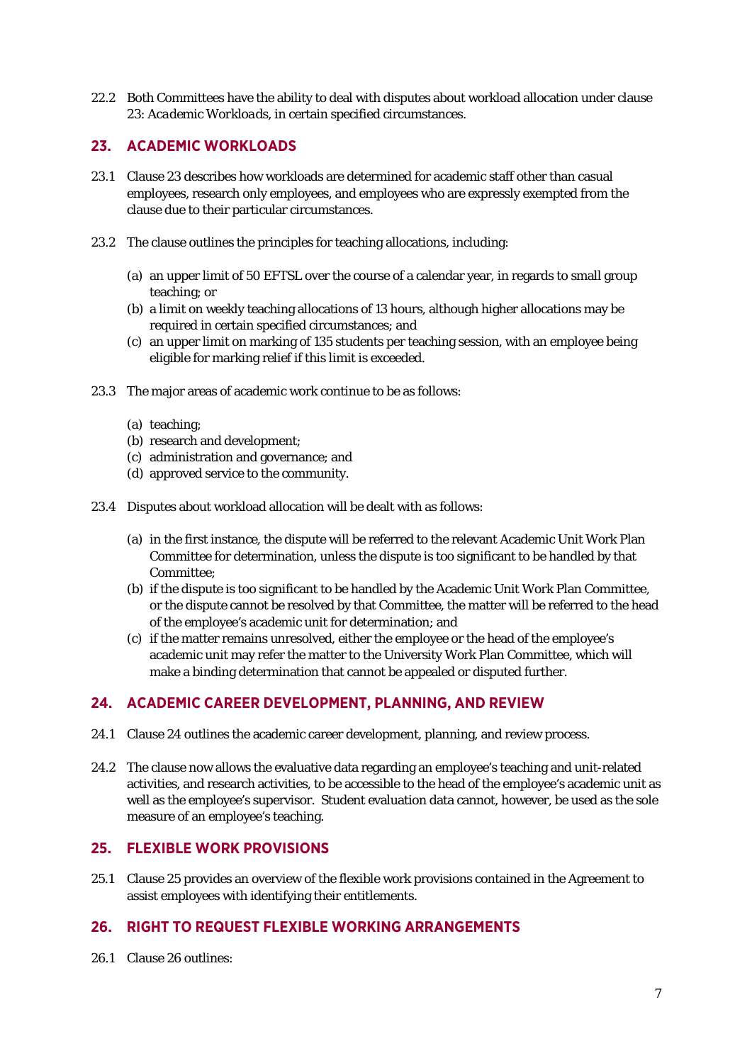22.2 Both Committees have the ability to deal with disputes about workload allocation under clause 23: *Academic Workloads*, in certain specified circumstances.

## 23. ACADEMIC WORKLOADS

23.1 Clause 23 describes how workloads are determined for academic staff other than casual employees, research only employees, and employees who are expressly exempted from the clause due to their particular circumstances.

23.2 The clause outlines the principles for teaching allocations, including:

(a) an upper limit of 50 EFTSL over the course of a calendar year, in regards to small group teaching; or
(b) a limit on weekly teaching allocations of 13 hours, although higher allocations may be required in certain specified circumstances; and
(c) an upper limit on marking of 135 students per teaching session, with an employee being eligible for marking relief if this limit is exceeded.

23.3 The major areas of academic work continue to be as follows:

(a) teaching;
(b) research and development;
(c) administration and governance; and
(d) approved service to the community.

23.4 Disputes about workload allocation will be dealt with as follows:

(a) in the first instance, the dispute will be referred to the relevant Academic Unit Work Plan Committee for determination, unless the dispute is too significant to be handled by that Committee;
(b) if the dispute is too significant to be handled by the Academic Unit Work Plan Committee, or the dispute cannot be resolved by that Committee, the matter will be referred to the head of the employee's academic unit for determination; and
(c) if the matter remains unresolved, either the employee or the head of the employee's academic unit may refer the matter to the University Work Plan Committee, which will make a binding determination that cannot be appealed or disputed further.

## 24. ACADEMIC CAREER DEVELOPMENT, PLANNING, AND REVIEW

24.1 Clause 24 outlines the academic career development, planning, and review process.

24.2 The clause now allows the evaluative data regarding an employee's teaching and unit-related activities, and research activities, to be accessible to the head of the employee's academic unit as well as the employee's supervisor. Student evaluation data cannot, however, be used as the sole measure of an employee's teaching.

## 25. FLEXIBLE WORK PROVISIONS

25.1 Clause 25 provides an overview of the flexible work provisions contained in the Agreement to assist employees with identifying their entitlements.

## 26. RIGHT TO REQUEST FLEXIBLE WORKING ARRANGEMENTS

26.1 Clause 26 outlines: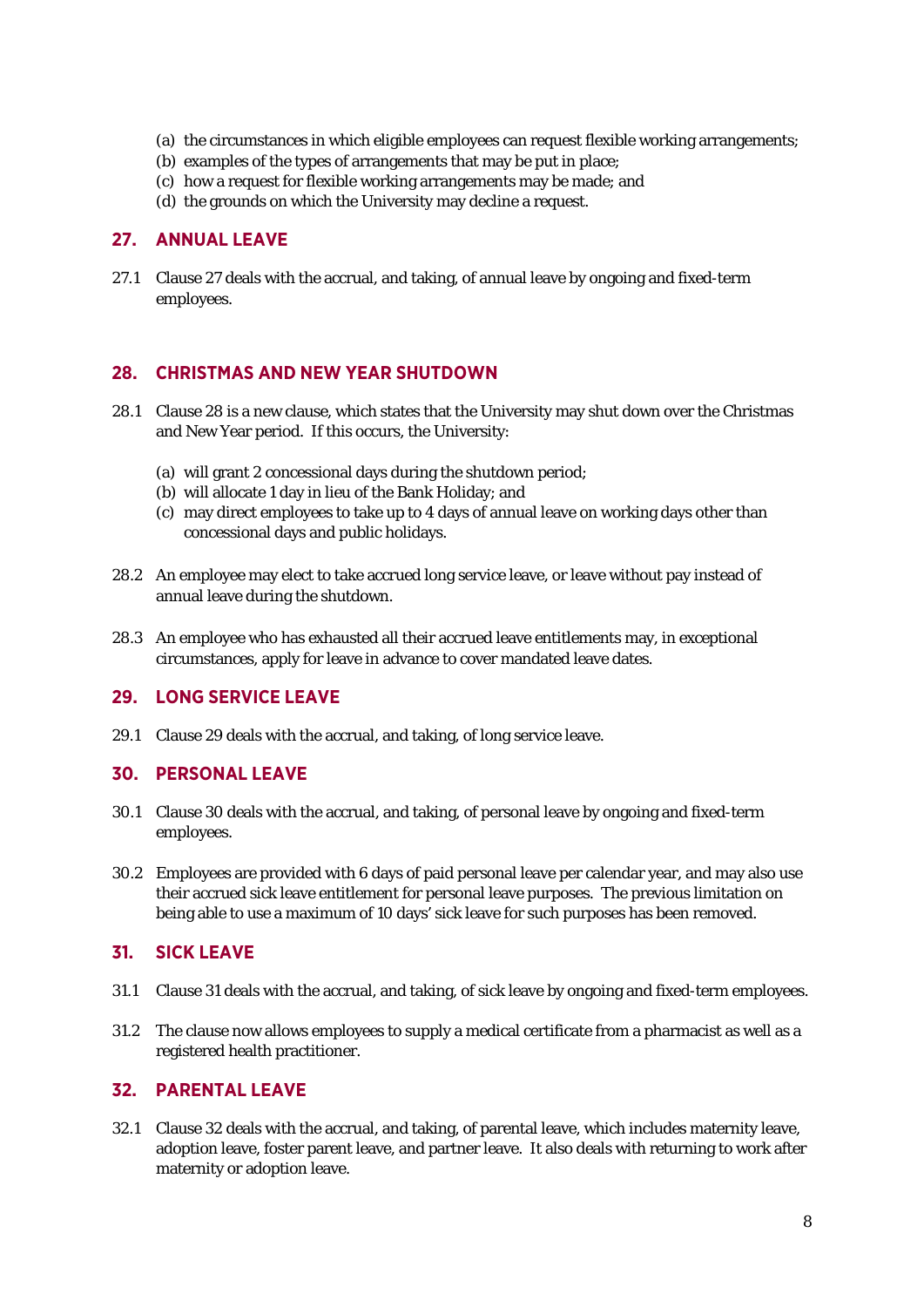(a) the circumstances in which eligible employees can request flexible working arrangements;
(b) examples of the types of arrangements that may be put in place;
(c) how a request for flexible working arrangements may be made; and
(d) the grounds on which the University may decline a request.

## 27. ANNUAL LEAVE

27.1 Clause 27 deals with the accrual, and taking, of annual leave by ongoing and fixed-term employees.

## 28. CHRISTMAS AND NEW YEAR SHUTDOWN

28.1 Clause 28 is a new clause, which states that the University may shut down over the Christmas and New Year period. If this occurs, the University:

(a) will grant 2 concessional days during the shutdown period;
(b) will allocate 1 day in lieu of the Bank Holiday; and
(c) may direct employees to take up to 4 days of annual leave on working days other than concessional days and public holidays.

28.2 An employee may elect to take accrued long service leave, or leave without pay instead of annual leave during the shutdown.

28.3 An employee who has exhausted all their accrued leave entitlements may, in exceptional circumstances, apply for leave in advance to cover mandated leave dates.

## 29. LONG SERVICE LEAVE

29.1 Clause 29 deals with the accrual, and taking, of long service leave.

## 30. PERSONAL LEAVE

30.1 Clause 30 deals with the accrual, and taking, of personal leave by ongoing and fixed-term employees.

30.2 Employees are provided with 6 days of paid personal leave per calendar year, and may also use their accrued sick leave entitlement for personal leave purposes. The previous limitation on being able to use a maximum of 10 days' sick leave for such purposes has been removed.

## 31. SICK LEAVE

31.1 Clause 31 deals with the accrual, and taking, of sick leave by ongoing and fixed-term employees.

31.2 The clause now allows employees to supply a medical certificate from a pharmacist as well as a registered health practitioner.

## 32. PARENTAL LEAVE

32.1 Clause 32 deals with the accrual, and taking, of parental leave, which includes maternity leave, adoption leave, foster parent leave, and partner leave. It also deals with returning to work after maternity or adoption leave.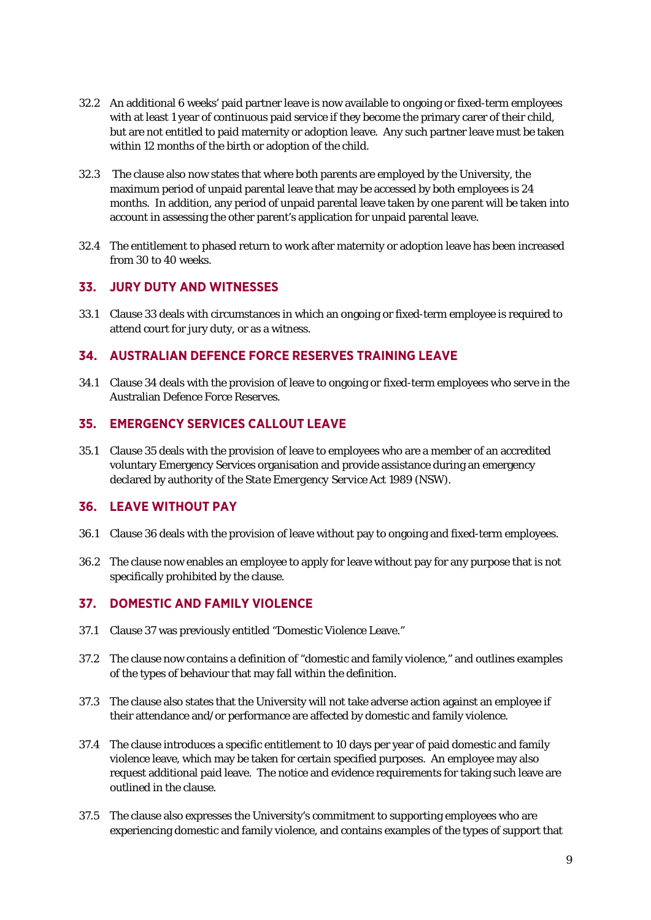32.2 An additional 6 weeks' paid partner leave is now available to ongoing or fixed-term employees with at least 1 year of continuous paid service if they become the primary carer of their child, but are not entitled to paid maternity or adoption leave. Any such partner leave must be taken within 12 months of the birth or adoption of the child.

32.3 The clause also now states that where both parents are employed by the University, the maximum period of unpaid parental leave that may be accessed by both employees is 24 months. In addition, any period of unpaid parental leave taken by one parent will be taken into account in assessing the other parent's application for unpaid parental leave.

32.4 The entitlement to phased return to work after maternity or adoption leave has been increased from 30 to 40 weeks.

## 33. JURY DUTY AND WITNESSES

33.1 Clause 33 deals with circumstances in which an ongoing or fixed-term employee is required to attend court for jury duty, or as a witness.

## 34. AUSTRALIAN DEFENCE FORCE RESERVES TRAINING LEAVE

34.1 Clause 34 deals with the provision of leave to ongoing or fixed-term employees who serve in the Australian Defence Force Reserves.

## 35. EMERGENCY SERVICES CALLOUT LEAVE

35.1 Clause 35 deals with the provision of leave to employees who are a member of an accredited voluntary Emergency Services organisation and provide assistance during an emergency declared by authority of the *State Emergency Service Act 1989* (NSW).

## 36. LEAVE WITHOUT PAY

36.1 Clause 36 deals with the provision of leave without pay to ongoing and fixed-term employees.

36.2 The clause now enables an employee to apply for leave without pay for any purpose that is not specifically prohibited by the clause.

## 37. DOMESTIC AND FAMILY VIOLENCE

37.1 Clause 37 was previously entitled "Domestic Violence Leave."

37.2 The clause now contains a definition of "domestic and family violence," and outlines examples of the types of behaviour that may fall within the definition.

37.3 The clause also states that the University will not take adverse action against an employee if their attendance and/or performance are affected by domestic and family violence.

37.4 The clause introduces a specific entitlement to 10 days per year of paid domestic and family violence leave, which may be taken for certain specified purposes. An employee may also request additional paid leave. The notice and evidence requirements for taking such leave are outlined in the clause.

37.5 The clause also expresses the University's commitment to supporting employees who are experiencing domestic and family violence, and contains examples of the types of support that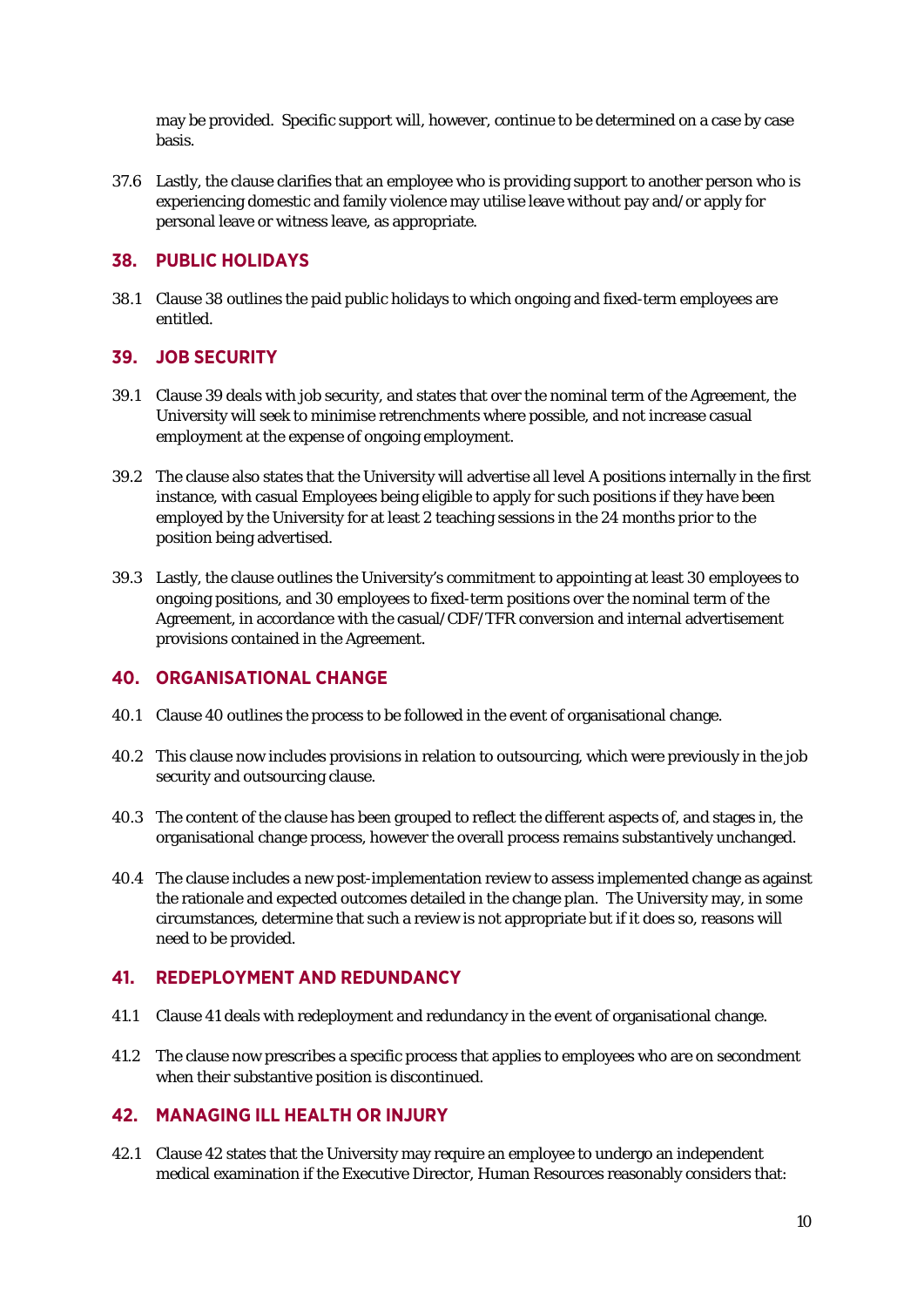may be provided. Specific support will, however, continue to be determined on a case by case basis.

37.6 Lastly, the clause clarifies that an employee who is providing support to another person who is experiencing domestic and family violence may utilise leave without pay and/or apply for personal leave or witness leave, as appropriate.

## 38. PUBLIC HOLIDAYS

38.1 Clause 38 outlines the paid public holidays to which ongoing and fixed-term employees are entitled.

## 39. JOB SECURITY

39.1 Clause 39 deals with job security, and states that over the nominal term of the Agreement, the University will seek to minimise retrenchments where possible, and not increase casual employment at the expense of ongoing employment.

39.2 The clause also states that the University will advertise all level A positions internally in the first instance, with casual Employees being eligible to apply for such positions if they have been employed by the University for at least 2 teaching sessions in the 24 months prior to the position being advertised.

39.3 Lastly, the clause outlines the University's commitment to appointing at least 30 employees to ongoing positions, and 30 employees to fixed-term positions over the nominal term of the Agreement, in accordance with the casual/CDF/TFR conversion and internal advertisement provisions contained in the Agreement.

## 40. ORGANISATIONAL CHANGE

40.1 Clause 40 outlines the process to be followed in the event of organisational change.

40.2 This clause now includes provisions in relation to outsourcing, which were previously in the job security and outsourcing clause.

40.3 The content of the clause has been grouped to reflect the different aspects of, and stages in, the organisational change process, however the overall process remains substantively unchanged.

40.4 The clause includes a new post-implementation review to assess implemented change as against the rationale and expected outcomes detailed in the change plan. The University may, in some circumstances, determine that such a review is not appropriate but if it does so, reasons will need to be provided.

## 41. REDEPLOYMENT AND REDUNDANCY

41.1 Clause 41 deals with redeployment and redundancy in the event of organisational change.

41.2 The clause now prescribes a specific process that applies to employees who are on secondment when their substantive position is discontinued.

## 42. MANAGING ILL HEALTH OR INJURY

42.1 Clause 42 states that the University may require an employee to undergo an independent medical examination if the Executive Director, Human Resources reasonably considers that: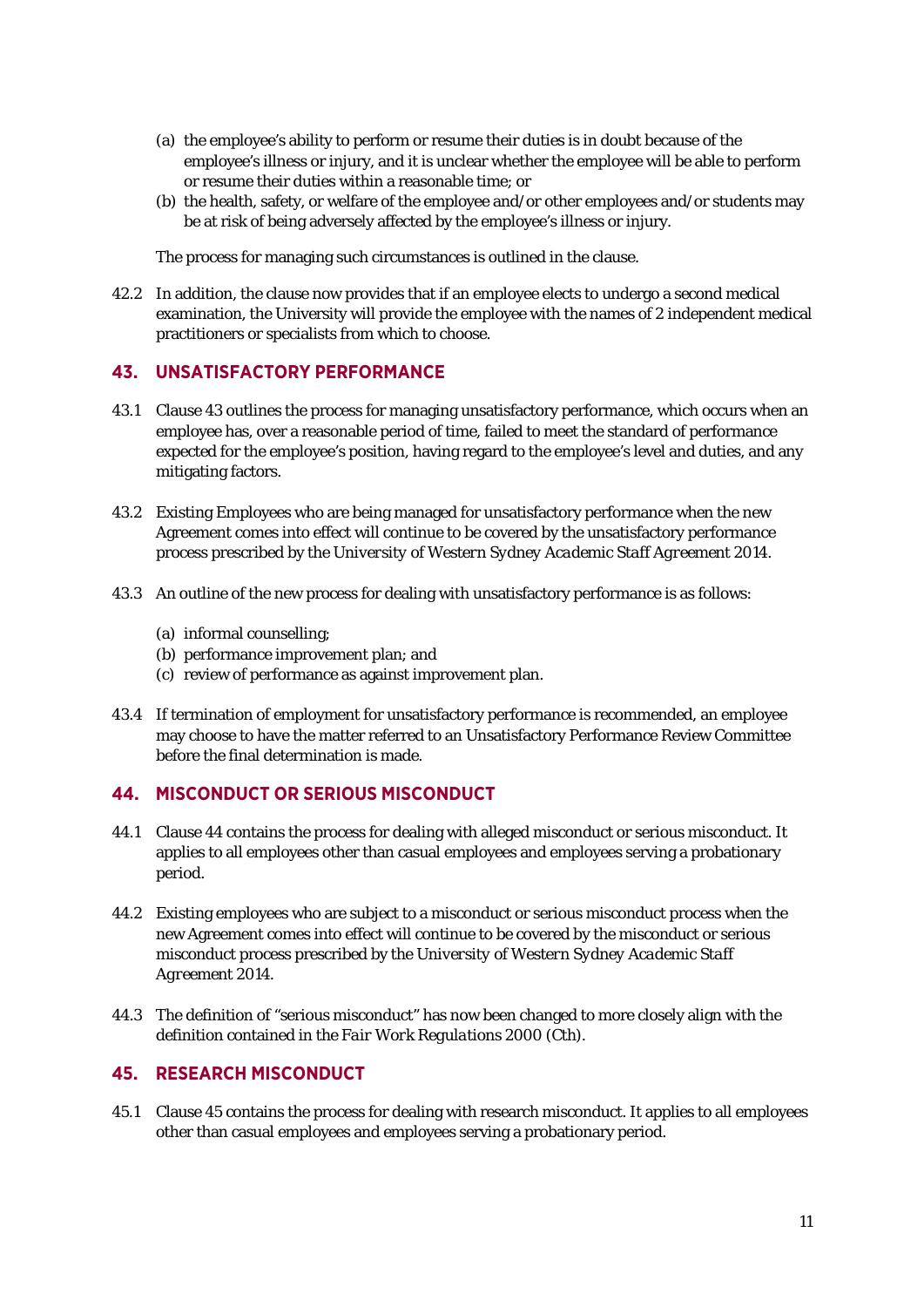(a) the employee's ability to perform or resume their duties is in doubt because of the employee's illness or injury, and it is unclear whether the employee will be able to perform or resume their duties within a reasonable time; or
(b) the health, safety, or welfare of the employee and/or other employees and/or students may be at risk of being adversely affected by the employee's illness or injury.

The process for managing such circumstances is outlined in the clause.

42.2 In addition, the clause now provides that if an employee elects to undergo a second medical examination, the University will provide the employee with the names of 2 independent medical practitioners or specialists from which to choose.

## 43. UNSATISFACTORY PERFORMANCE

43.1 Clause 43 outlines the process for managing unsatisfactory performance, which occurs when an employee has, over a reasonable period of time, failed to meet the standard of performance expected for the employee's position, having regard to the employee's level and duties, and any mitigating factors.

43.2 Existing Employees who are being managed for unsatisfactory performance when the new Agreement comes into effect will continue to be covered by the unsatisfactory performance process prescribed by the *University of Western Sydney Academic Staff Agreement 2014*.

43.3 An outline of the new process for dealing with unsatisfactory performance is as follows:

(a) informal counselling;
(b) performance improvement plan; and
(c) review of performance as against improvement plan.

43.4 If termination of employment for unsatisfactory performance is recommended, an employee may choose to have the matter referred to an Unsatisfactory Performance Review Committee before the final determination is made.

## 44. MISCONDUCT OR SERIOUS MISCONDUCT

44.1 Clause 44 contains the process for dealing with alleged misconduct or serious misconduct. It applies to all employees other than casual employees and employees serving a probationary period.

44.2 Existing employees who are subject to a misconduct or serious misconduct process when the new Agreement comes into effect will continue to be covered by the misconduct or serious misconduct process prescribed by the *University of Western Sydney Academic Staff Agreement 2014*.

44.3 The definition of "serious misconduct" has now been changed to more closely align with the definition contained in the *Fair Work Regulations 2000* (Cth).

## 45. RESEARCH MISCONDUCT

45.1 Clause 45 contains the process for dealing with research misconduct. It applies to all employees other than casual employees and employees serving a probationary period.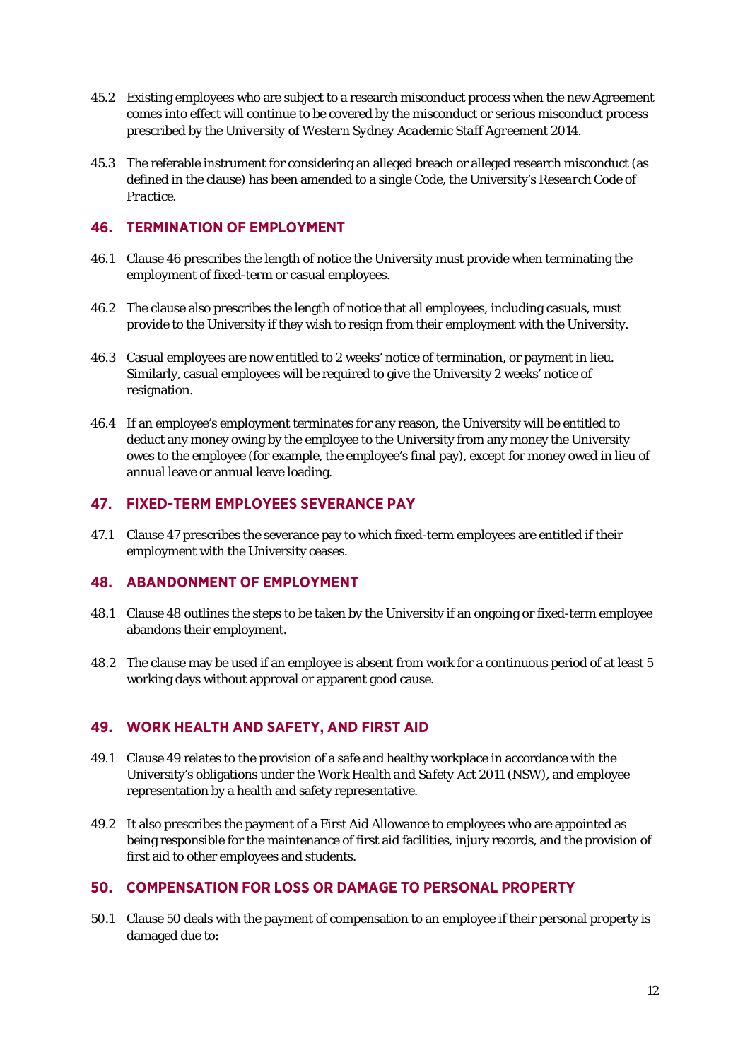45.2 Existing employees who are subject to a research misconduct process when the new Agreement comes into effect will continue to be covered by the misconduct or serious misconduct process prescribed by the *University of Western Sydney Academic Staff Agreement 2014*.

45.3 The referable instrument for considering an alleged breach or alleged research misconduct (as defined in the clause) has been amended to a single Code, the University's *Research Code of Practice*.

## 46. TERMINATION OF EMPLOYMENT

46.1 Clause 46 prescribes the length of notice the University must provide when terminating the employment of fixed-term or casual employees.

46.2 The clause also prescribes the length of notice that all employees, including casuals, must provide to the University if they wish to resign from their employment with the University.

46.3 Casual employees are now entitled to 2 weeks' notice of termination, or payment in lieu. Similarly, casual employees will be required to give the University 2 weeks' notice of resignation.

46.4 If an employee's employment terminates for any reason, the University will be entitled to deduct any money owing by the employee to the University from any money the University owes to the employee (for example, the employee's final pay), except for money owed in lieu of annual leave or annual leave loading.

## 47. FIXED-TERM EMPLOYEES SEVERANCE PAY

47.1 Clause 47 prescribes the severance pay to which fixed-term employees are entitled if their employment with the University ceases.

## 48. ABANDONMENT OF EMPLOYMENT

48.1 Clause 48 outlines the steps to be taken by the University if an ongoing or fixed-term employee abandons their employment.

48.2 The clause may be used if an employee is absent from work for a continuous period of at least 5 working days without approval or apparent good cause.

## 49. WORK HEALTH AND SAFETY, AND FIRST AID

49.1 Clause 49 relates to the provision of a safe and healthy workplace in accordance with the University's obligations under the *Work Health and Safety Act 2011* (NSW), and employee representation by a health and safety representative.

49.2 It also prescribes the payment of a First Aid Allowance to employees who are appointed as being responsible for the maintenance of first aid facilities, injury records, and the provision of first aid to other employees and students.

## 50. COMPENSATION FOR LOSS OR DAMAGE TO PERSONAL PROPERTY

50.1 Clause 50 deals with the payment of compensation to an employee if their personal property is damaged due to: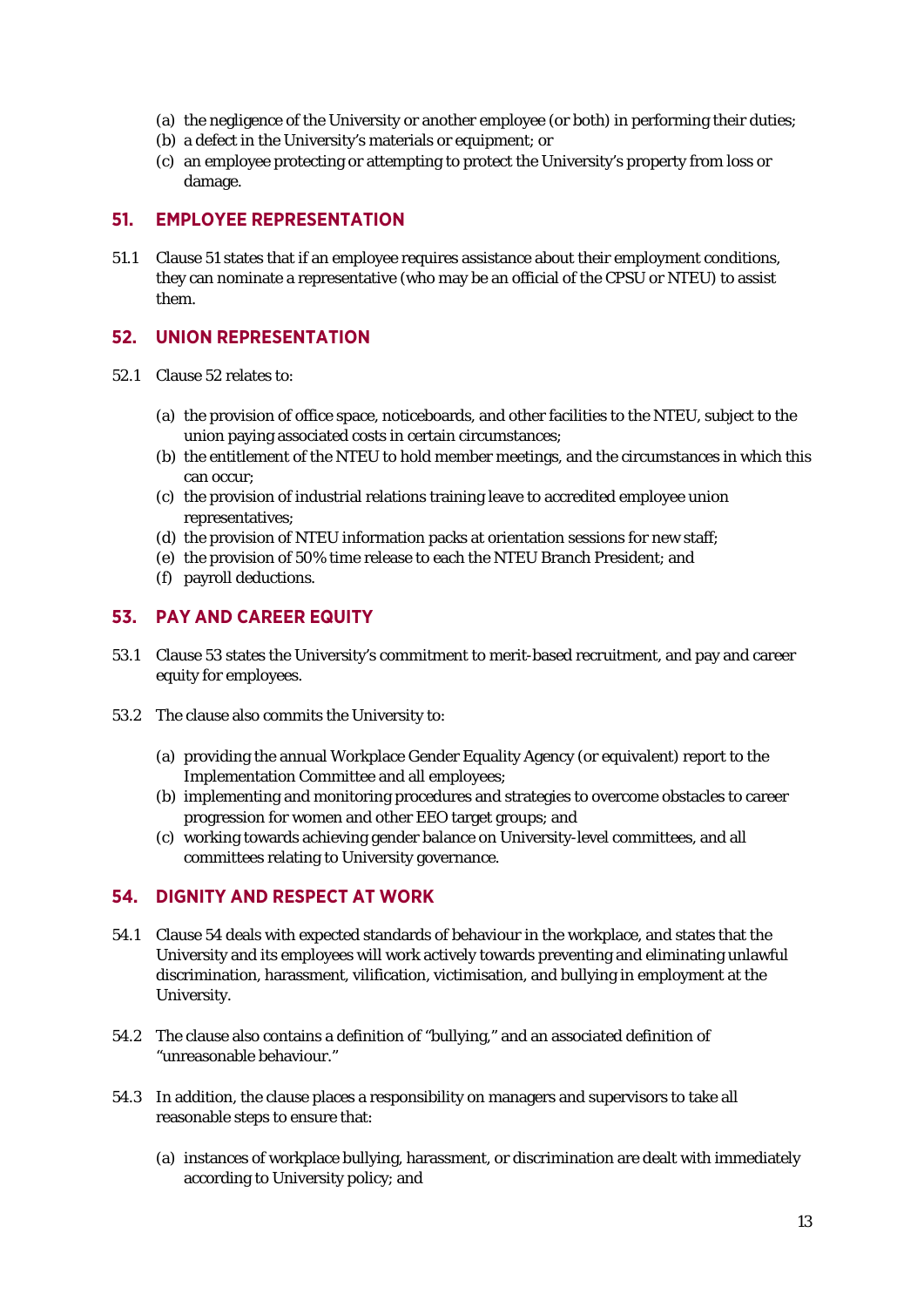(a) the negligence of the University or another employee (or both) in performing their duties;
(b) a defect in the University's materials or equipment; or
(c) an employee protecting or attempting to protect the University's property from loss or damage.

## 51. EMPLOYEE REPRESENTATION

51.1 Clause 51 states that if an employee requires assistance about their employment conditions, they can nominate a representative (who may be an official of the CPSU or NTEU) to assist them.

## 52. UNION REPRESENTATION

52.1 Clause 52 relates to:

(a) the provision of office space, noticeboards, and other facilities to the NTEU, subject to the union paying associated costs in certain circumstances;
(b) the entitlement of the NTEU to hold member meetings, and the circumstances in which this can occur;
(c) the provision of industrial relations training leave to accredited employee union representatives;
(d) the provision of NTEU information packs at orientation sessions for new staff;
(e) the provision of 50% time release to each the NTEU Branch President; and
(f) payroll deductions.

## 53. PAY AND CAREER EQUITY

53.1 Clause 53 states the University's commitment to merit-based recruitment, and pay and career equity for employees.

53.2 The clause also commits the University to:

(a) providing the annual Workplace Gender Equality Agency (or equivalent) report to the Implementation Committee and all employees;
(b) implementing and monitoring procedures and strategies to overcome obstacles to career progression for women and other EEO target groups; and
(c) working towards achieving gender balance on University-level committees, and all committees relating to University governance.

## 54. DIGNITY AND RESPECT AT WORK

54.1 Clause 54 deals with expected standards of behaviour in the workplace, and states that the University and its employees will work actively towards preventing and eliminating unlawful discrimination, harassment, vilification, victimisation, and bullying in employment at the University.

54.2 The clause also contains a definition of "bullying," and an associated definition of "unreasonable behaviour."

54.3 In addition, the clause places a responsibility on managers and supervisors to take all reasonable steps to ensure that:

(a) instances of workplace bullying, harassment, or discrimination are dealt with immediately according to University policy; and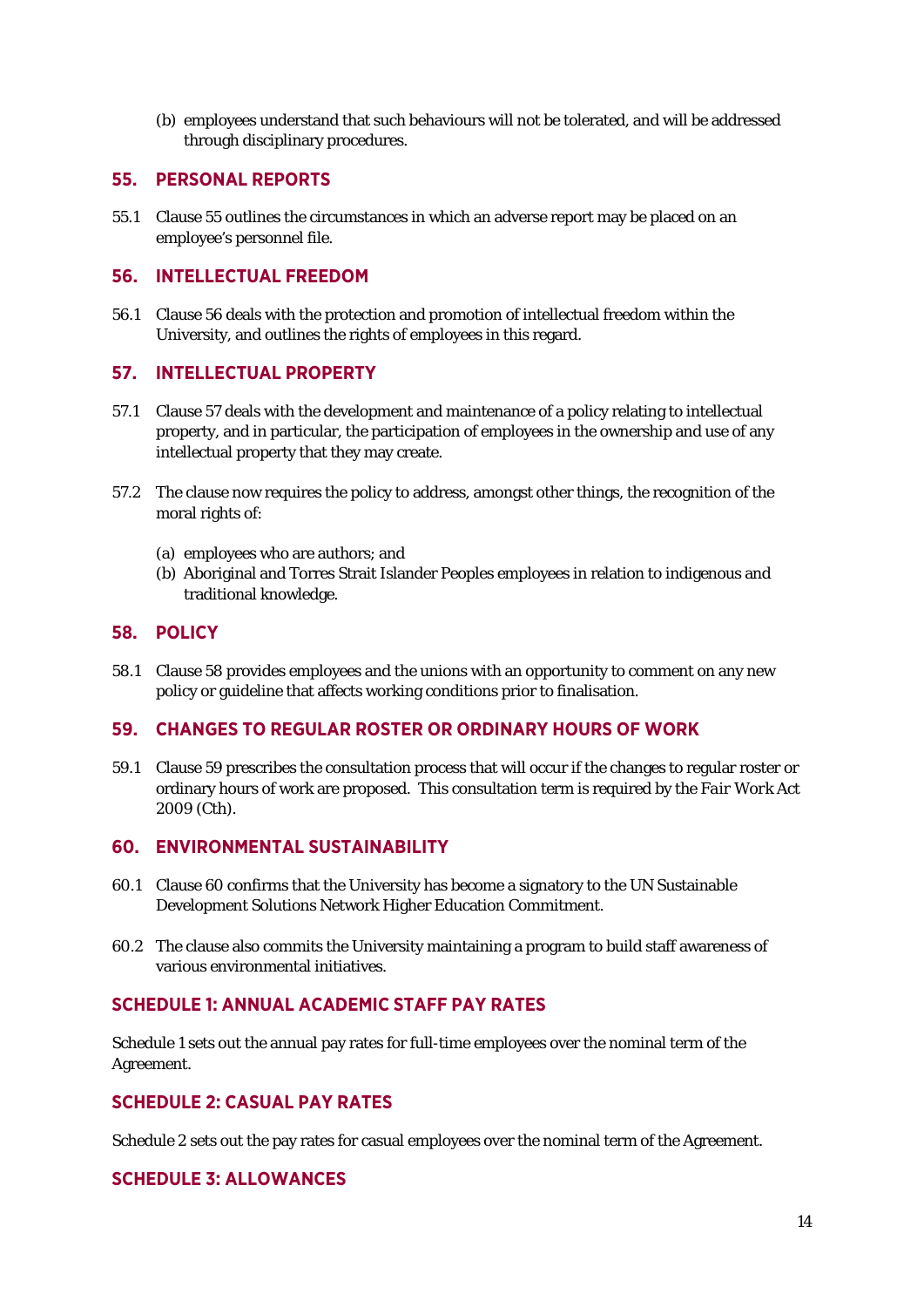(b) employees understand that such behaviours will not be tolerated, and will be addressed through disciplinary procedures.

## 55. PERSONAL REPORTS

55.1 Clause 55 outlines the circumstances in which an adverse report may be placed on an employee's personnel file.

## 56. INTELLECTUAL FREEDOM

56.1 Clause 56 deals with the protection and promotion of intellectual freedom within the University, and outlines the rights of employees in this regard.

## 57. INTELLECTUAL PROPERTY

57.1 Clause 57 deals with the development and maintenance of a policy relating to intellectual property, and in particular, the participation of employees in the ownership and use of any intellectual property that they may create.

57.2 The clause now requires the policy to address, amongst other things, the recognition of the moral rights of:

(a) employees who are authors; and
(b) Aboriginal and Torres Strait Islander Peoples employees in relation to indigenous and traditional knowledge.

## 58. POLICY

58.1 Clause 58 provides employees and the unions with an opportunity to comment on any new policy or guideline that affects working conditions prior to finalisation.

## 59. CHANGES TO REGULAR ROSTER OR ORDINARY HOURS OF WORK

59.1 Clause 59 prescribes the consultation process that will occur if the changes to regular roster or ordinary hours of work are proposed. This consultation term is required by the *Fair Work Act 2009* (Cth).

## 60. ENVIRONMENTAL SUSTAINABILITY

60.1 Clause 60 confirms that the University has become a signatory to the UN Sustainable Development Solutions Network Higher Education Commitment.

60.2 The clause also commits the University maintaining a program to build staff awareness of various environmental initiatives.

## SCHEDULE 1: ANNUAL ACADEMIC STAFF PAY RATES

Schedule 1 sets out the annual pay rates for full-time employees over the nominal term of the Agreement.

## SCHEDULE 2: CASUAL PAY RATES

Schedule 2 sets out the pay rates for casual employees over the nominal term of the Agreement.

## SCHEDULE 3: ALLOWANCES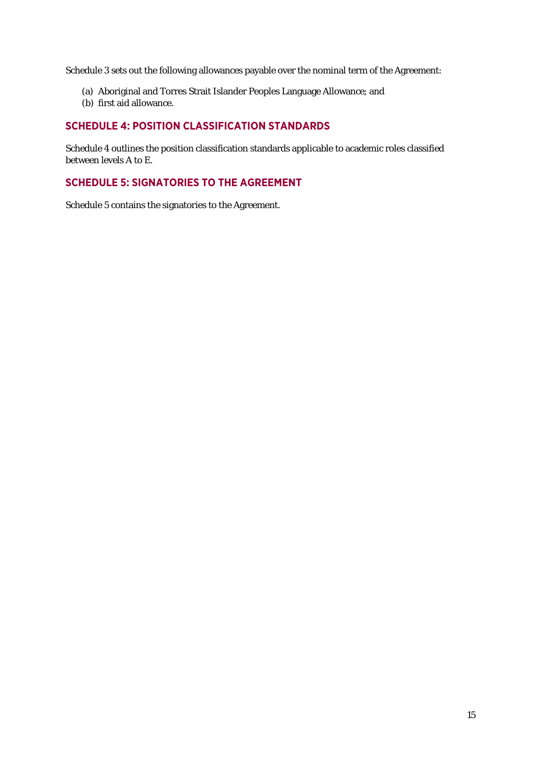Schedule 3 sets out the following allowances payable over the nominal term of the Agreement:

(a) Aboriginal and Torres Strait Islander Peoples Language Allowance; and
(b) first aid allowance.

## SCHEDULE 4: POSITION CLASSIFICATION STANDARDS

Schedule 4 outlines the position classification standards applicable to academic roles classified between levels A to E.

## SCHEDULE 5: SIGNATORIES TO THE AGREEMENT

Schedule 5 contains the signatories to the Agreement.